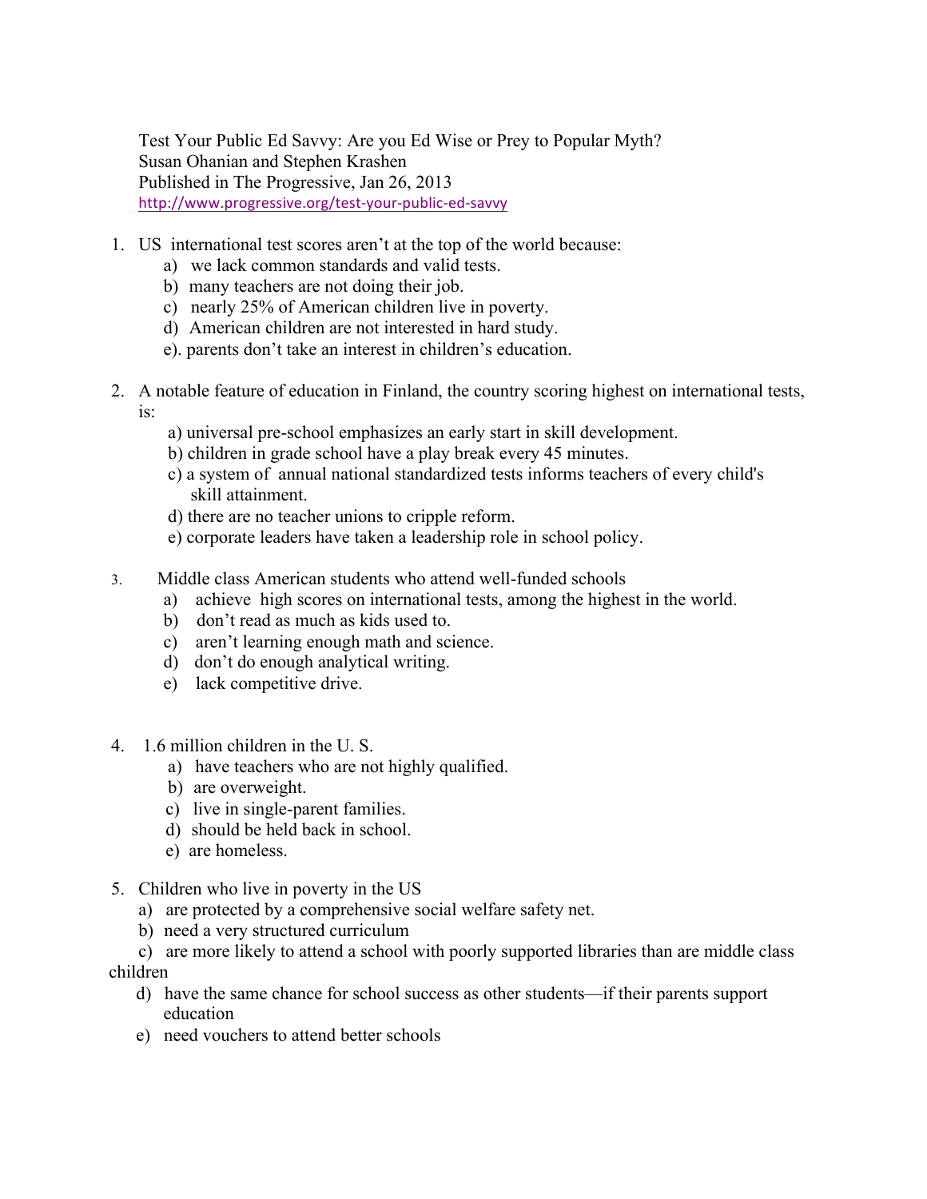Test Your Public Ed Savvy: Are you Ed Wise or Prey to Popular Myth?
Susan Ohanian and Stephen Krashen
Published in The Progressive, Jan 26, 2013
http://www.progressive.org/test-your-public-ed-savvy

1. US international test scores aren't at the top of the world because:
   a) we lack common standards and valid tests.
   b) many teachers are not doing their job.
   c) nearly 25% of American children live in poverty.
   d) American children are not interested in hard study.
   e). parents don't take an interest in children's education.

2. A notable feature of education in Finland, the country scoring highest on international tests, is:
   a) universal pre-school emphasizes an early start in skill development.
   b) children in grade school have a play break every 45 minutes.
   c) a system of annual national standardized tests informs teachers of every child's skill attainment.
   d) there are no teacher unions to cripple reform.
   e) corporate leaders have taken a leadership role in school policy.

3. Middle class American students who attend well-funded schools
   a) achieve high scores on international tests, among the highest in the world.
   b) don't read as much as kids used to.
   c) aren't learning enough math and science.
   d) don't do enough analytical writing.
   e) lack competitive drive.

4. 1.6 million children in the U. S.
   a) have teachers who are not highly qualified.
   b) are overweight.
   c) live in single-parent families.
   d) should be held back in school.
   e) are homeless.

5. Children who live in poverty in the US
   a) are protected by a comprehensive social welfare safety net.
   b) need a very structured curriculum
   c) are more likely to attend a school with poorly supported libraries than are middle class children
   d) have the same chance for school success as other students—if their parents support education
   e) need vouchers to attend better schools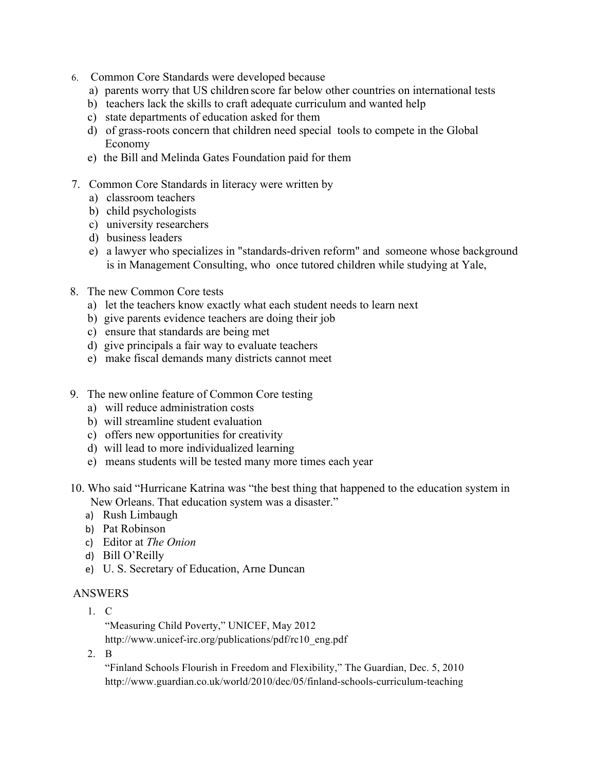6. Common Core Standards were developed because
   a) parents worry that US children score far below other countries on international tests
   b) teachers lack the skills to craft adequate curriculum and wanted help
   c) state departments of education asked for them
   d) of grass-roots concern that children need special tools to compete in the Global Economy
   e) the Bill and Melinda Gates Foundation paid for them

7. Common Core Standards in literacy were written by
   a) classroom teachers
   b) child psychologists
   c) university researchers
   d) business leaders
   e) a lawyer who specializes in "standards-driven reform" and someone whose background is in Management Consulting, who once tutored children while studying at Yale,

8. The new Common Core tests
   a) let the teachers know exactly what each student needs to learn next
   b) give parents evidence teachers are doing their job
   c) ensure that standards are being met
   d) give principals a fair way to evaluate teachers
   e) make fiscal demands many districts cannot meet

9. The new online feature of Common Core testing
   a) will reduce administration costs
   b) will streamline student evaluation
   c) offers new opportunities for creativity
   d) will lead to more individualized learning
   e) means students will be tested many more times each year

10. Who said "Hurricane Katrina was "the best thing that happened to the education system in New Orleans. That education system was a disaster."
    a) Rush Limbaugh
    b) Pat Robinson
    c) Editor at *The Onion*
    d) Bill O'Reilly
    e) U. S. Secretary of Education, Arne Duncan

ANSWERS

1. C
   "Measuring Child Poverty," UNICEF, May 2012
   http://www.unicef-irc.org/publications/pdf/rc10_eng.pdf
2. B
   "Finland Schools Flourish in Freedom and Flexibility," The Guardian, Dec. 5, 2010
   http://www.guardian.co.uk/world/2010/dec/05/finland-schools-curriculum-teaching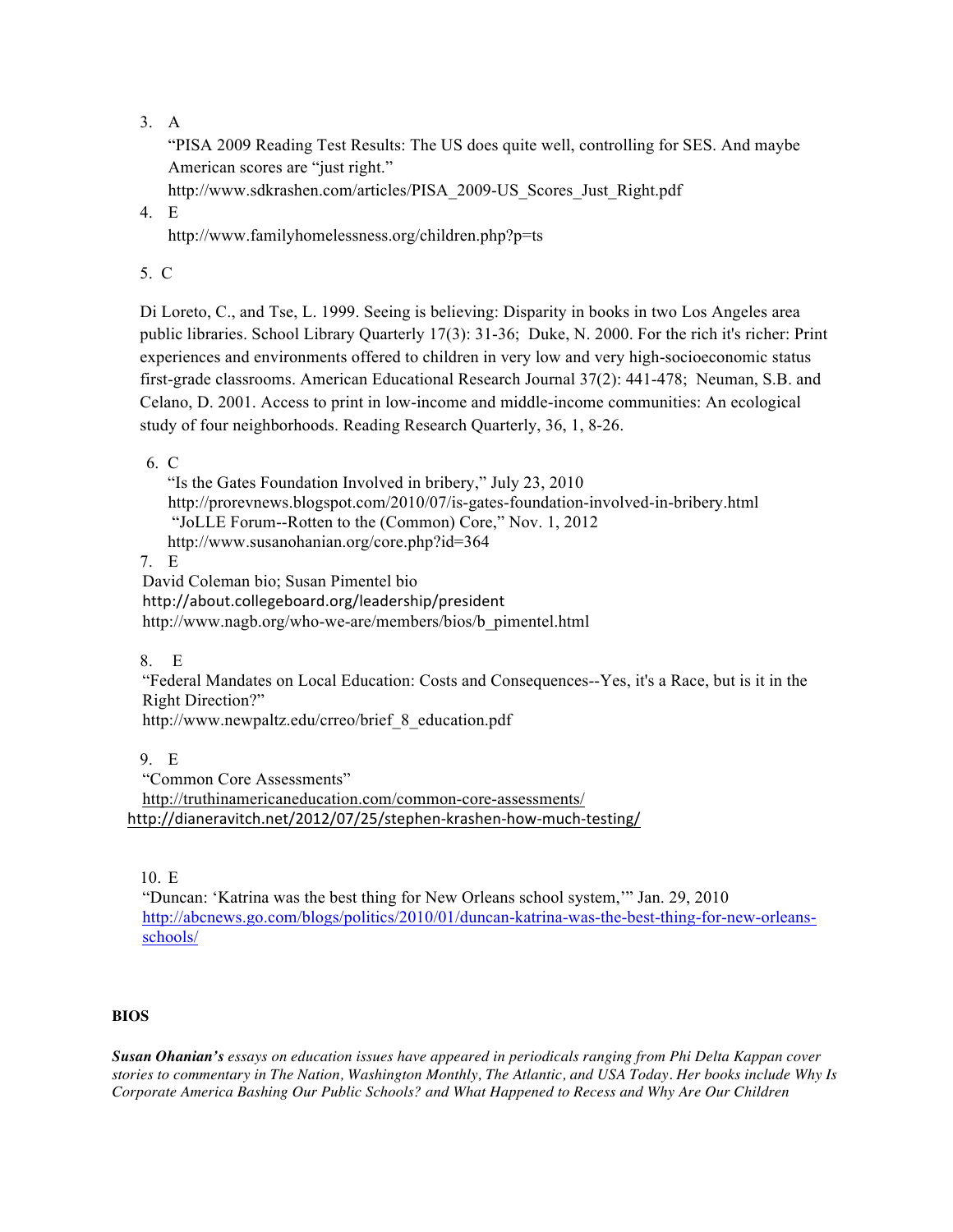3. A

   "PISA 2009 Reading Test Results: The US does quite well, controlling for SES. And maybe American scores are "just right."

   http://www.sdkrashen.com/articles/PISA_2009-US_Scores_Just_Right.pdf

4. E

   http://www.familyhomelessness.org/children.php?p=ts

5. C

Di Loreto, C., and Tse, L. 1999. Seeing is believing: Disparity in books in two Los Angeles area public libraries. School Library Quarterly 17(3): 31-36; Duke, N. 2000. For the rich it's richer: Print experiences and environments offered to children in very low and very high-socioeconomic status first-grade classrooms. American Educational Research Journal 37(2): 441-478; Neuman, S.B. and Celano, D. 2001. Access to print in low-income and middle-income communities: An ecological study of four neighborhoods. Reading Research Quarterly, 36, 1, 8-26.

6. C

   "Is the Gates Foundation Involved in bribery," July 23, 2010

   http://prorevnews.blogspot.com/2010/07/is-gates-foundation-involved-in-bribery.html

   "JoLLE Forum--Rotten to the (Common) Core," Nov. 1, 2012

   http://www.susanohanian.org/core.php?id=364

7. E

   David Coleman bio; Susan Pimentel bio

   http://about.collegeboard.org/leadership/president

   http://www.nagb.org/who-we-are/members/bios/b_pimentel.html

8. E

   "Federal Mandates on Local Education: Costs and Consequences--Yes, it's a Race, but is it in the Right Direction?"

   http://www.newpaltz.edu/crreo/brief_8_education.pdf

9. E

   "Common Core Assessments"

   http://truthinamericaneducation.com/common-core-assessments/

   http://dianeravitch.net/2012/07/25/stephen-krashen-how-much-testing/

10. E

    "Duncan: 'Katrina was the best thing for New Orleans school system,'" Jan. 29, 2010

    http://abcnews.go.com/blogs/politics/2010/01/duncan-katrina-was-the-best-thing-for-new-orleans-schools/

**BIOS**

***Susan Ohanian's*** *essays on education issues have appeared in periodicals ranging from Phi Delta Kappan cover stories to commentary in The Nation, Washington Monthly, The Atlantic, and USA Today. Her books include Why Is Corporate America Bashing Our Public Schools? and What Happened to Recess and Why Are Our Children*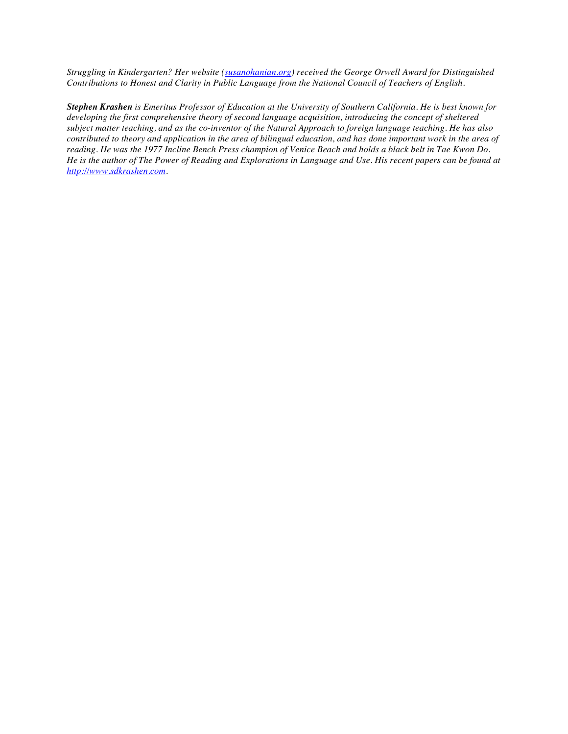*Struggling in Kindergarten? Her website ([susanohanian.org](susanohanian.org)) received the George Orwell Award for Distinguished Contributions to Honest and Clarity in Public Language from the National Council of Teachers of English.*

***Stephen Krashen** is Emeritus Professor of Education at the University of Southern California. He is best known for developing the first comprehensive theory of second language acquisition, introducing the concept of sheltered subject matter teaching, and as the co-inventor of the Natural Approach to foreign language teaching. He has also contributed to theory and application in the area of bilingual education, and has done important work in the area of reading. He was the 1977 Incline Bench Press champion of Venice Beach and holds a black belt in Tae Kwon Do. He is the author of The Power of Reading and Explorations in Language and Use. His recent papers can be found at [http://www.sdkrashen.com](http://www.sdkrashen.com).*